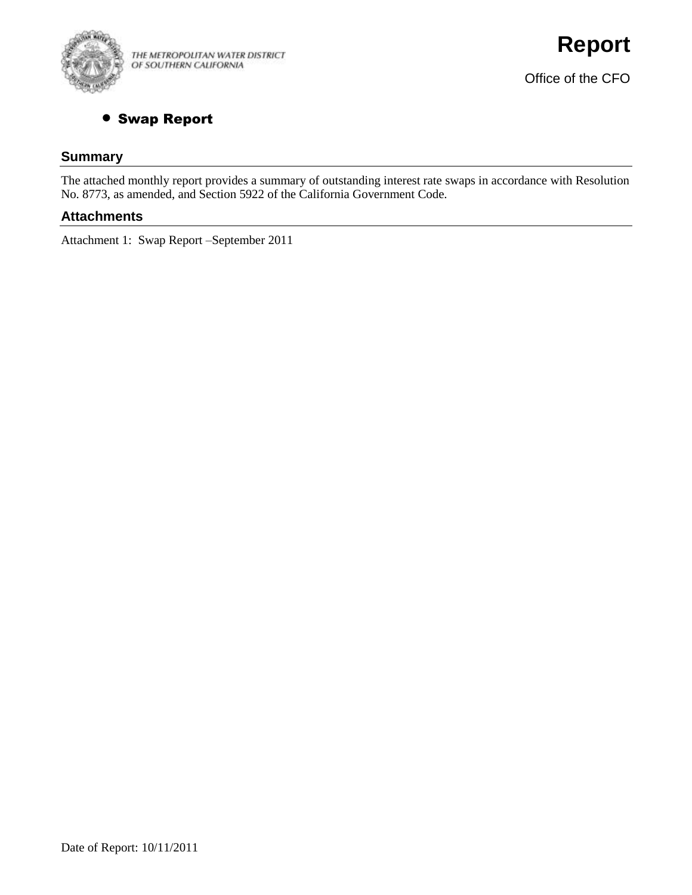THE METROPOLITAN WATER DISTRICT OF SOUTHERN CALIFORNIA

# Report

Office of the CFO

- **Swap Report**

## Summary

The attached monthly report provides a summary of outstanding interest rate swaps in accordance with Resolution No. 8773, as amended, and Section 5922 of the California Government Code.

## Attachments

Attachment 1: Swap Report –September 2011

Date of Report: 10/11/2011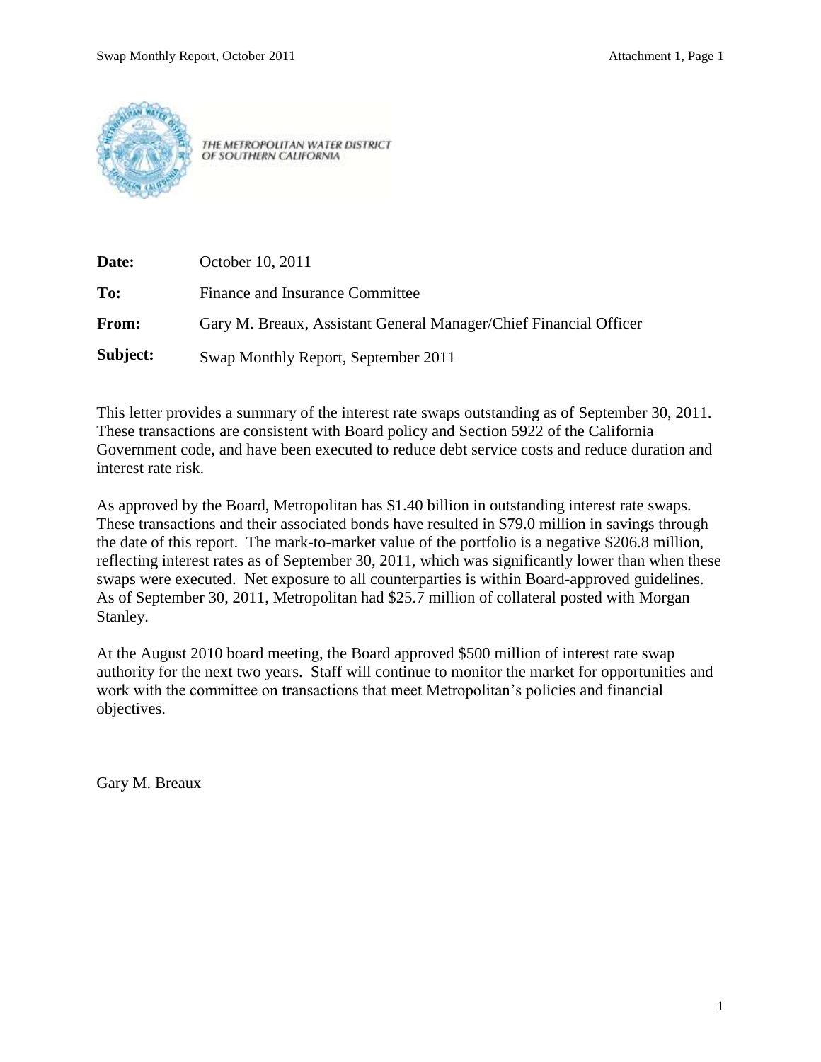THE METROPOLITAN WATER DISTRICT OF SOUTHERN CALIFORNIA

**Date:** October 10, 2011

**To:** Finance and Insurance Committee

**From:** Gary M. Breaux, Assistant General Manager/Chief Financial Officer

**Subject:** Swap Monthly Report, September 2011

This letter provides a summary of the interest rate swaps outstanding as of September 30, 2011. These transactions are consistent with Board policy and Section 5922 of the California Government code, and have been executed to reduce debt service costs and reduce duration and interest rate risk.

As approved by the Board, Metropolitan has $1.40 billion in outstanding interest rate swaps. These transactions and their associated bonds have resulted in $79.0 million in savings through the date of this report. The mark-to-market value of the portfolio is a negative $206.8 million, reflecting interest rates as of September 30, 2011, which was significantly lower than when these swaps were executed. Net exposure to all counterparties is within Board-approved guidelines. As of September 30, 2011, Metropolitan had $25.7 million of collateral posted with Morgan Stanley.

At the August 2010 board meeting, the Board approved $500 million of interest rate swap authority for the next two years. Staff will continue to monitor the market for opportunities and work with the committee on transactions that meet Metropolitan's policies and financial objectives.

Gary M. Breaux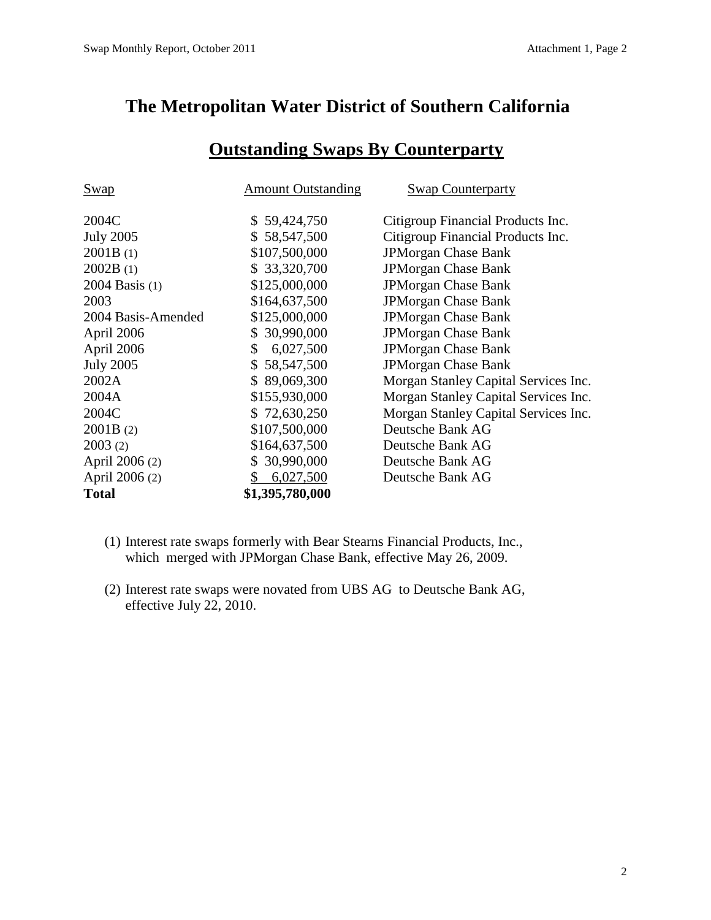# The Metropolitan Water District of Southern California

## Outstanding Swaps By Counterparty

| Swap | Amount Outstanding | Swap Counterparty |
|---|---|---|
| 2004C | $ 59,424,750 | Citigroup Financial Products Inc. |
| July 2005 | $ 58,547,500 | Citigroup Financial Products Inc. |
| 2001B (1) | $107,500,000 | JPMorgan Chase Bank |
| 2002B (1) | $ 33,320,700 | JPMorgan Chase Bank |
| 2004 Basis (1) | $125,000,000 | JPMorgan Chase Bank |
| 2003 | $164,637,500 | JPMorgan Chase Bank |
| 2004 Basis-Amended | $125,000,000 | JPMorgan Chase Bank |
| April 2006 | $ 30,990,000 | JPMorgan Chase Bank |
| April 2006 | $ 6,027,500 | JPMorgan Chase Bank |
| July 2005 | $ 58,547,500 | JPMorgan Chase Bank |
| 2002A | $ 89,069,300 | Morgan Stanley Capital Services Inc. |
| 2004A | $155,930,000 | Morgan Stanley Capital Services Inc. |
| 2004C | $ 72,630,250 | Morgan Stanley Capital Services Inc. |
| 2001B (2) | $107,500,000 | Deutsche Bank AG |
| 2003 (2) | $164,637,500 | Deutsche Bank AG |
| April 2006 (2) | $ 30,990,000 | Deutsche Bank AG |
| April 2006 (2) | $ 6,027,500 | Deutsche Bank AG |
| **Total** | **$1,395,780,000** | |

(1) Interest rate swaps formerly with Bear Stearns Financial Products, Inc., which merged with JPMorgan Chase Bank, effective May 26, 2009.

(2) Interest rate swaps were novated from UBS AG to Deutsche Bank AG, effective July 22, 2010.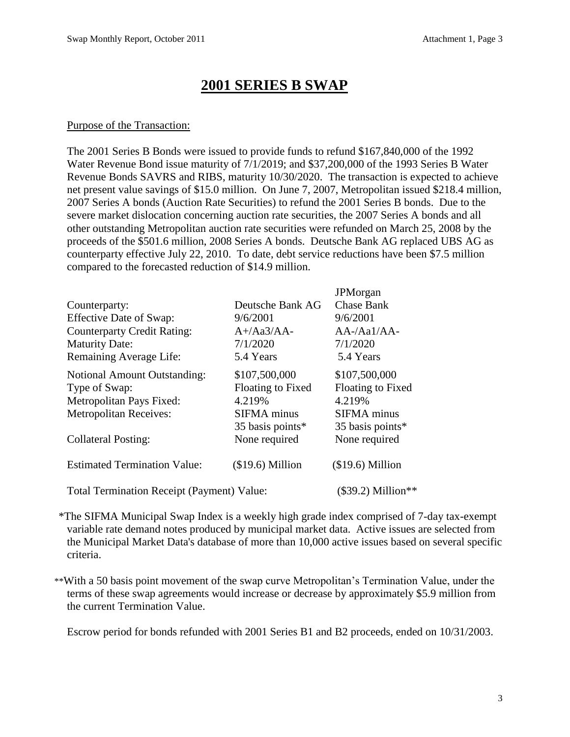# 2001 SERIES B SWAP

Purpose of the Transaction:

The 2001 Series B Bonds were issued to provide funds to refund $167,840,000 of the 1992 Water Revenue Bond issue maturity of 7/1/2019; and $37,200,000 of the 1993 Series B Water Revenue Bonds SAVRS and RIBS, maturity 10/30/2020. The transaction is expected to achieve net present value savings of $15.0 million. On June 7, 2007, Metropolitan issued $218.4 million, 2007 Series A bonds (Auction Rate Securities) to refund the 2001 Series B bonds. Due to the severe market dislocation concerning auction rate securities, the 2007 Series A bonds and all other outstanding Metropolitan auction rate securities were refunded on March 25, 2008 by the proceeds of the $501.6 million, 2008 Series A bonds. Deutsche Bank AG replaced UBS AG as counterparty effective July 22, 2010. To date, debt service reductions have been $7.5 million compared to the forecasted reduction of $14.9 million.

| | | |
|---|---|---|
| Counterparty: | Deutsche Bank AG | JPMorgan Chase Bank |
| Effective Date of Swap: | 9/6/2001 | 9/6/2001 |
| Counterparty Credit Rating: | A+/Aa3/AA- | AA-/Aa1/AA- |
| Maturity Date: | 7/1/2020 | 7/1/2020 |
| Remaining Average Life: | 5.4 Years | 5.4 Years |
| Notional Amount Outstanding: | $107,500,000 | $107,500,000 |
| Type of Swap: | Floating to Fixed | Floating to Fixed |
| Metropolitan Pays Fixed: | 4.219% | 4.219% |
| Metropolitan Receives: | SIFMA minus 35 basis points* | SIFMA minus 35 basis points* |
| Collateral Posting: | None required | None required |
| Estimated Termination Value: | ($19.6) Million | ($19.6) Million |
| Total Termination Receipt (Payment) Value: | | ($39.2) Million** |

*The SIFMA Municipal Swap Index is a weekly high grade index comprised of 7-day tax-exempt variable rate demand notes produced by municipal market data. Active issues are selected from the Municipal Market Data's database of more than 10,000 active issues based on several specific criteria.

**With a 50 basis point movement of the swap curve Metropolitan's Termination Value, under the terms of these swap agreements would increase or decrease by approximately $5.9 million from the current Termination Value.

Escrow period for bonds refunded with 2001 Series B1 and B2 proceeds, ended on 10/31/2003.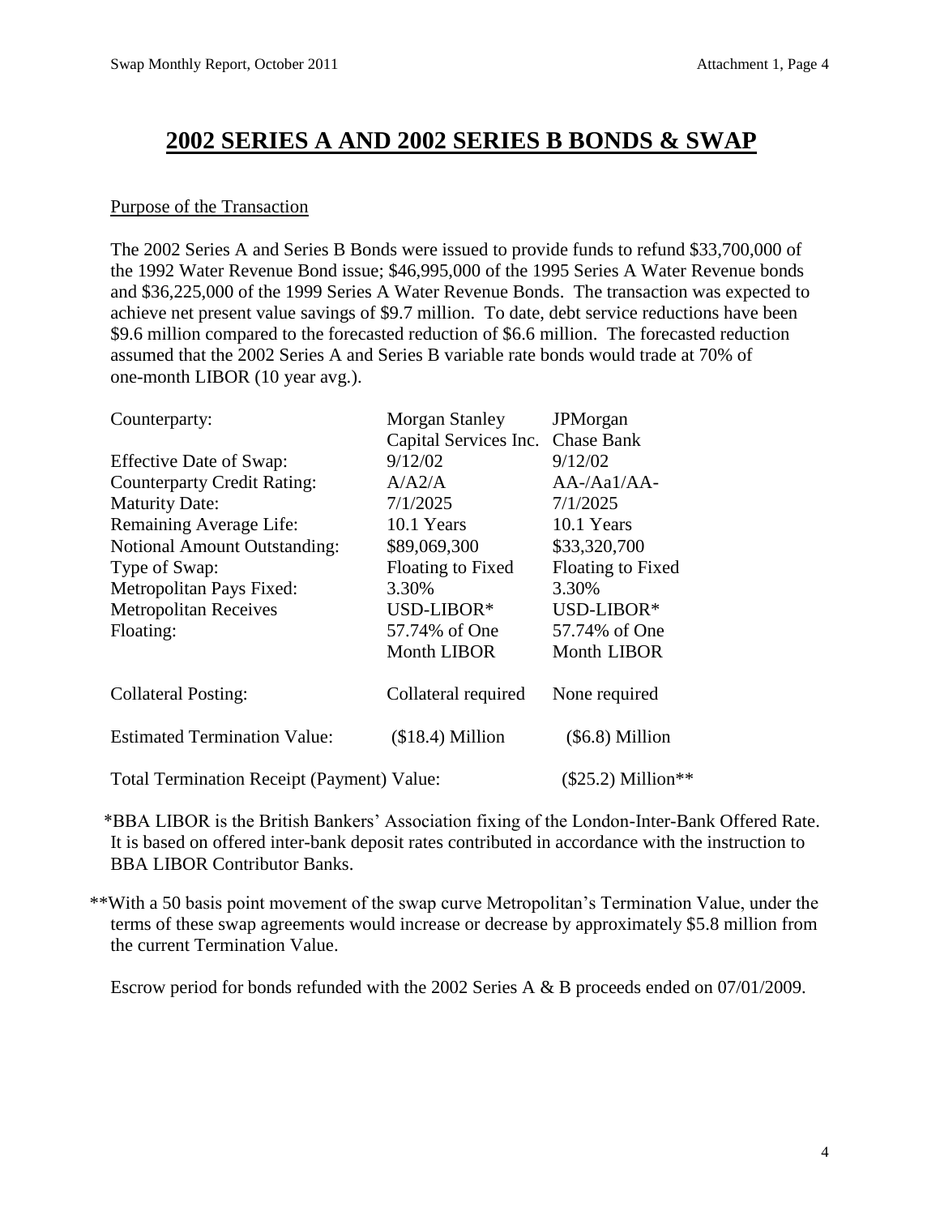# 2002 SERIES A AND 2002 SERIES B BONDS & SWAP

Purpose of the Transaction

The 2002 Series A and Series B Bonds were issued to provide funds to refund $33,700,000 of the 1992 Water Revenue Bond issue; $46,995,000 of the 1995 Series A Water Revenue bonds and $36,225,000 of the 1999 Series A Water Revenue Bonds. The transaction was expected to achieve net present value savings of $9.7 million. To date, debt service reductions have been $9.6 million compared to the forecasted reduction of $6.6 million. The forecasted reduction assumed that the 2002 Series A and Series B variable rate bonds would trade at 70% of one-month LIBOR (10 year avg.).

| | | |
|---|---|---|
| Counterparty: | Morgan Stanley Capital Services Inc. | JPMorgan Chase Bank |
| Effective Date of Swap: | 9/12/02 | 9/12/02 |
| Counterparty Credit Rating: | A/A2/A | AA-/Aa1/AA- |
| Maturity Date: | 7/1/2025 | 7/1/2025 |
| Remaining Average Life: | 10.1 Years | 10.1 Years |
| Notional Amount Outstanding: | $89,069,300 | $33,320,700 |
| Type of Swap: | Floating to Fixed | Floating to Fixed |
| Metropolitan Pays Fixed: | 3.30% | 3.30% |
| Metropolitan Receives Floating: | USD-LIBOR* 57.74% of One Month LIBOR | USD-LIBOR* 57.74% of One Month LIBOR |
| Collateral Posting: | Collateral required | None required |
| Estimated Termination Value: | ($18.4) Million | ($6.8) Million |
| Total Termination Receipt (Payment) Value: | | ($25.2) Million** |

*BBA LIBOR is the British Bankers' Association fixing of the London-Inter-Bank Offered Rate. It is based on offered inter-bank deposit rates contributed in accordance with the instruction to BBA LIBOR Contributor Banks.

**With a 50 basis point movement of the swap curve Metropolitan's Termination Value, under the terms of these swap agreements would increase or decrease by approximately $5.8 million from the current Termination Value.

Escrow period for bonds refunded with the 2002 Series A & B proceeds ended on 07/01/2009.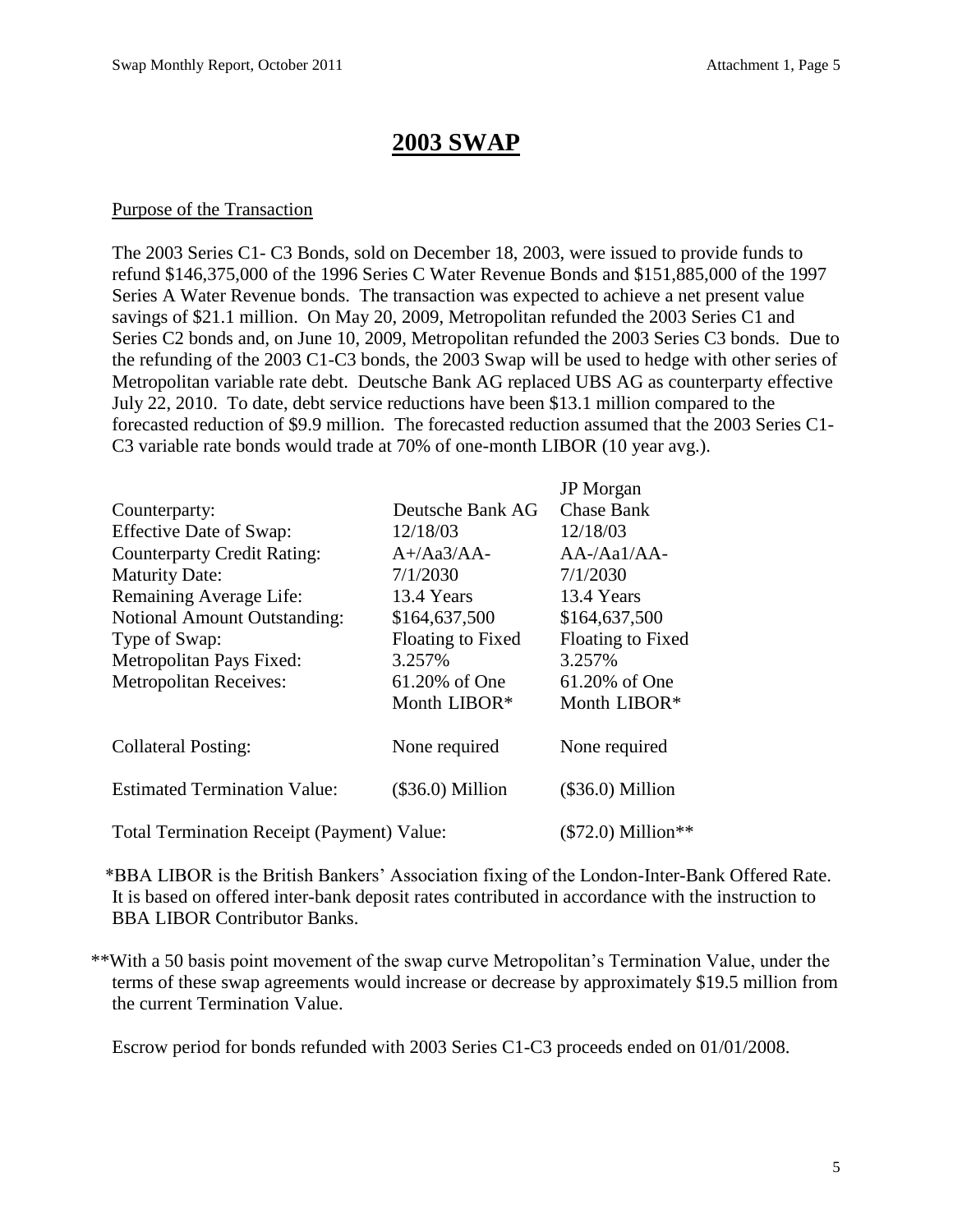# 2003 SWAP

Purpose of the Transaction

The 2003 Series C1- C3 Bonds, sold on December 18, 2003, were issued to provide funds to refund $146,375,000 of the 1996 Series C Water Revenue Bonds and $151,885,000 of the 1997 Series A Water Revenue bonds. The transaction was expected to achieve a net present value savings of $21.1 million. On May 20, 2009, Metropolitan refunded the 2003 Series C1 and Series C2 bonds and, on June 10, 2009, Metropolitan refunded the 2003 Series C3 bonds. Due to the refunding of the 2003 C1-C3 bonds, the 2003 Swap will be used to hedge with other series of Metropolitan variable rate debt. Deutsche Bank AG replaced UBS AG as counterparty effective July 22, 2010. To date, debt service reductions have been $13.1 million compared to the forecasted reduction of $9.9 million. The forecasted reduction assumed that the 2003 Series C1-C3 variable rate bonds would trade at 70% of one-month LIBOR (10 year avg.).

| | | |
|---|---|---|
| Counterparty: | Deutsche Bank AG | JP Morgan Chase Bank |
| Effective Date of Swap: | 12/18/03 | 12/18/03 |
| Counterparty Credit Rating: | A+/Aa3/AA- | AA-/Aa1/AA- |
| Maturity Date: | 7/1/2030 | 7/1/2030 |
| Remaining Average Life: | 13.4 Years | 13.4 Years |
| Notional Amount Outstanding: | $164,637,500 | $164,637,500 |
| Type of Swap: | Floating to Fixed | Floating to Fixed |
| Metropolitan Pays Fixed: | 3.257% | 3.257% |
| Metropolitan Receives: | 61.20% of One Month LIBOR* | 61.20% of One Month LIBOR* |
| Collateral Posting: | None required | None required |
| Estimated Termination Value: | ($36.0) Million | ($36.0) Million |
| Total Termination Receipt (Payment) Value: | | ($72.0) Million** |

*BBA LIBOR is the British Bankers' Association fixing of the London-Inter-Bank Offered Rate. It is based on offered inter-bank deposit rates contributed in accordance with the instruction to BBA LIBOR Contributor Banks.

**With a 50 basis point movement of the swap curve Metropolitan's Termination Value, under the terms of these swap agreements would increase or decrease by approximately $19.5 million from the current Termination Value.

Escrow period for bonds refunded with 2003 Series C1-C3 proceeds ended on 01/01/2008.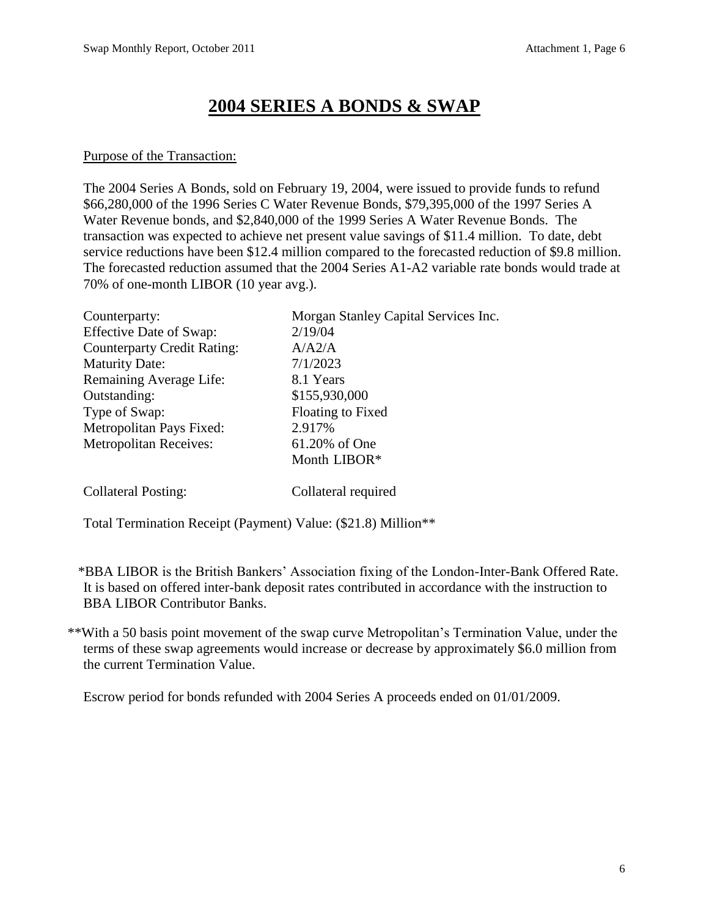# 2004 SERIES A BONDS & SWAP

Purpose of the Transaction:

The 2004 Series A Bonds, sold on February 19, 2004, were issued to provide funds to refund \$66,280,000 of the 1996 Series C Water Revenue Bonds, \$79,395,000 of the 1997 Series A Water Revenue bonds, and \$2,840,000 of the 1999 Series A Water Revenue Bonds. The transaction was expected to achieve net present value savings of \$11.4 million. To date, debt service reductions have been \$12.4 million compared to the forecasted reduction of \$9.8 million. The forecasted reduction assumed that the 2004 Series A1-A2 variable rate bonds would trade at 70% of one-month LIBOR (10 year avg.).

| | |
|---|---|
| Counterparty: | Morgan Stanley Capital Services Inc. |
| Effective Date of Swap: | 2/19/04 |
| Counterparty Credit Rating: | A/A2/A |
| Maturity Date: | 7/1/2023 |
| Remaining Average Life: | 8.1 Years |
| Outstanding: | \$155,930,000 |
| Type of Swap: | Floating to Fixed |
| Metropolitan Pays Fixed: | 2.917% |
| Metropolitan Receives: | 61.20% of One Month LIBOR* |
| Collateral Posting: | Collateral required |

Total Termination Receipt (Payment) Value: (\$21.8) Million**

*BBA LIBOR is the British Bankers' Association fixing of the London-Inter-Bank Offered Rate. It is based on offered inter-bank deposit rates contributed in accordance with the instruction to BBA LIBOR Contributor Banks.

**With a 50 basis point movement of the swap curve Metropolitan's Termination Value, under the terms of these swap agreements would increase or decrease by approximately \$6.0 million from the current Termination Value.

Escrow period for bonds refunded with 2004 Series A proceeds ended on 01/01/2009.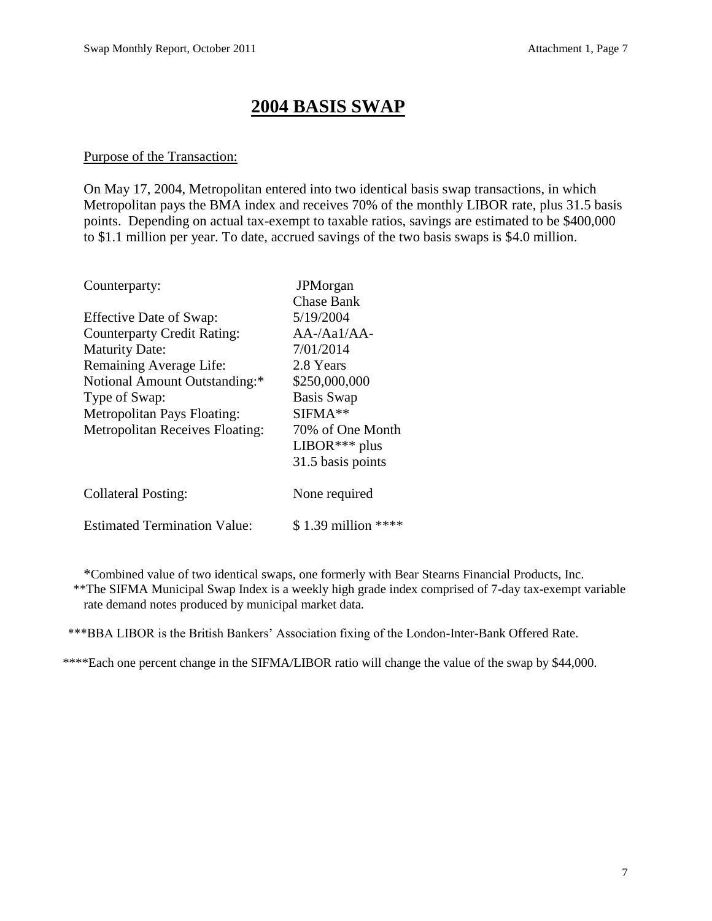# 2004 BASIS SWAP

Purpose of the Transaction:

On May 17, 2004, Metropolitan entered into two identical basis swap transactions, in which Metropolitan pays the BMA index and receives 70% of the monthly LIBOR rate, plus 31.5 basis points. Depending on actual tax-exempt to taxable ratios, savings are estimated to be $400,000 to $1.1 million per year. To date, accrued savings of the two basis swaps is $4.0 million.

| | |
|---|---|
| Counterparty: | JPMorgan Chase Bank |
| Effective Date of Swap: | 5/19/2004 |
| Counterparty Credit Rating: | AA-/Aa1/AA- |
| Maturity Date: | 7/01/2014 |
| Remaining Average Life: | 2.8 Years |
| Notional Amount Outstanding:* | $250,000,000 |
| Type of Swap: | Basis Swap |
| Metropolitan Pays Floating: | SIFMA** |
| Metropolitan Receives Floating: | 70% of One Month LIBOR*** plus 31.5 basis points |
| Collateral Posting: | None required |
| Estimated Termination Value: | $ 1.39 million **** |

*Combined value of two identical swaps, one formerly with Bear Stearns Financial Products, Inc.

**The SIFMA Municipal Swap Index is a weekly high grade index comprised of 7-day tax-exempt variable rate demand notes produced by municipal market data.

***BBA LIBOR is the British Bankers' Association fixing of the London-Inter-Bank Offered Rate.

****Each one percent change in the SIFMA/LIBOR ratio will change the value of the swap by $44,000.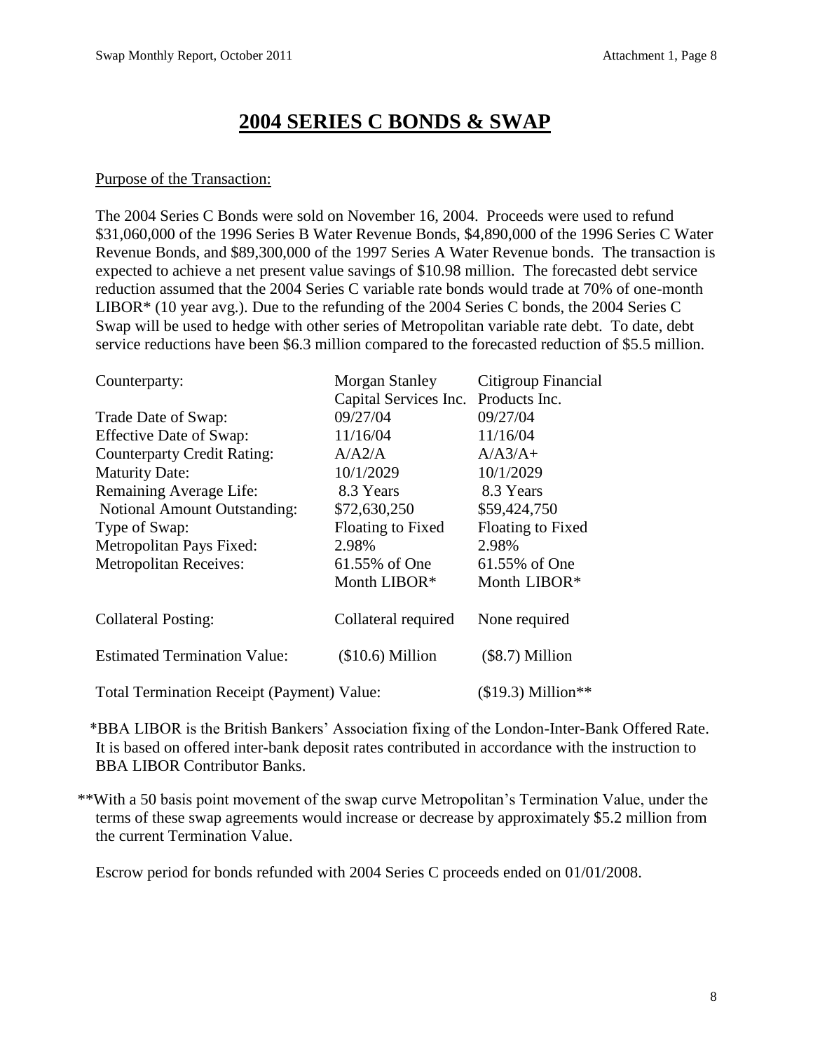# 2004 SERIES C BONDS & SWAP

Purpose of the Transaction:

The 2004 Series C Bonds were sold on November 16, 2004. Proceeds were used to refund \$31,060,000 of the 1996 Series B Water Revenue Bonds, \$4,890,000 of the 1996 Series C Water Revenue Bonds, and \$89,300,000 of the 1997 Series A Water Revenue bonds. The transaction is expected to achieve a net present value savings of \$10.98 million. The forecasted debt service reduction assumed that the 2004 Series C variable rate bonds would trade at 70% of one-month LIBOR* (10 year avg.). Due to the refunding of the 2004 Series C bonds, the 2004 Series C Swap will be used to hedge with other series of Metropolitan variable rate debt. To date, debt service reductions have been \$6.3 million compared to the forecasted reduction of \$5.5 million.

| | | |
|---|---|---|
| Counterparty: | Morgan Stanley Capital Services Inc. | Citigroup Financial Products Inc. |
| Trade Date of Swap: | 09/27/04 | 09/27/04 |
| Effective Date of Swap: | 11/16/04 | 11/16/04 |
| Counterparty Credit Rating: | A/A2/A | A/A3/A+ |
| Maturity Date: | 10/1/2029 | 10/1/2029 |
| Remaining Average Life: | 8.3 Years | 8.3 Years |
| Notional Amount Outstanding: | \$72,630,250 | \$59,424,750 |
| Type of Swap: | Floating to Fixed | Floating to Fixed |
| Metropolitan Pays Fixed: | 2.98% | 2.98% |
| Metropolitan Receives: | 61.55% of One Month LIBOR* | 61.55% of One Month LIBOR* |
| Collateral Posting: | Collateral required | None required |
| Estimated Termination Value: | (\$10.6) Million | (\$8.7) Million |
| Total Termination Receipt (Payment) Value: | | (\$19.3) Million** |

*BBA LIBOR is the British Bankers' Association fixing of the London-Inter-Bank Offered Rate. It is based on offered inter-bank deposit rates contributed in accordance with the instruction to BBA LIBOR Contributor Banks.

**With a 50 basis point movement of the swap curve Metropolitan's Termination Value, under the terms of these swap agreements would increase or decrease by approximately \$5.2 million from the current Termination Value.

Escrow period for bonds refunded with 2004 Series C proceeds ended on 01/01/2008.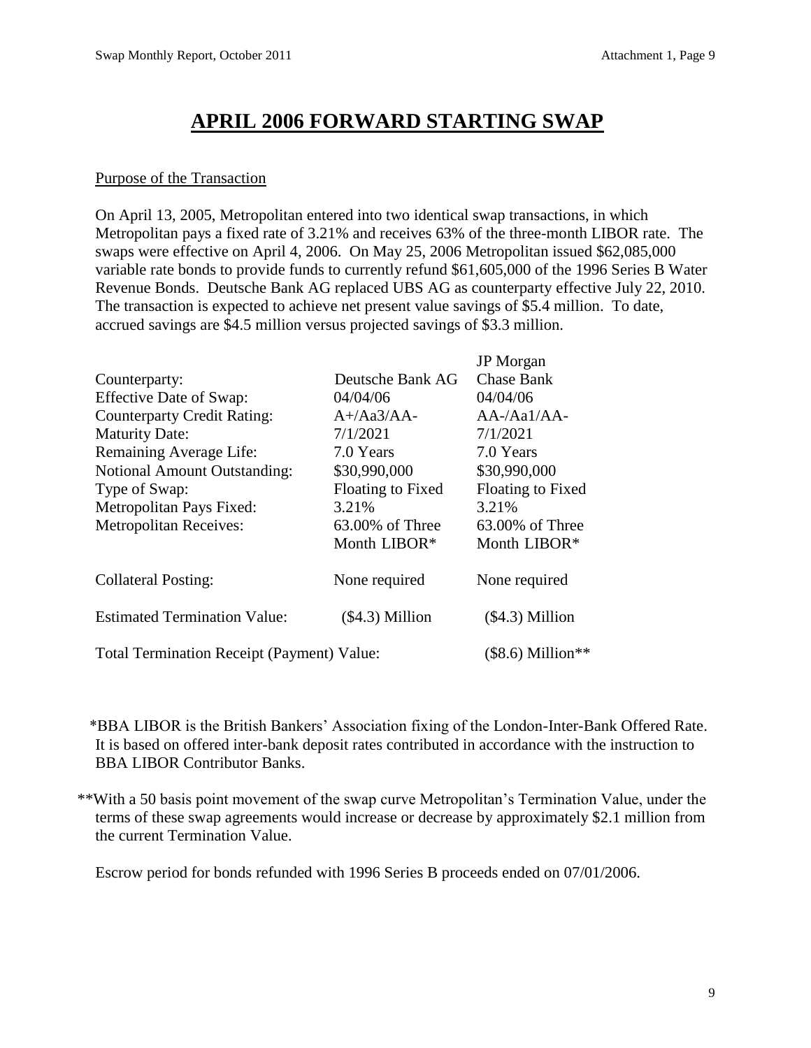# APRIL 2006 FORWARD STARTING SWAP

## Purpose of the Transaction

On April 13, 2005, Metropolitan entered into two identical swap transactions, in which Metropolitan pays a fixed rate of 3.21% and receives 63% of the three-month LIBOR rate. The swaps were effective on April 4, 2006. On May 25, 2006 Metropolitan issued $62,085,000 variable rate bonds to provide funds to currently refund $61,605,000 of the 1996 Series B Water Revenue Bonds. Deutsche Bank AG replaced UBS AG as counterparty effective July 22, 2010. The transaction is expected to achieve net present value savings of $5.4 million. To date, accrued savings are $4.5 million versus projected savings of $3.3 million.

| | | |
|---|---|---|
| Counterparty: | Deutsche Bank AG | JP Morgan Chase Bank |
| Effective Date of Swap: | 04/04/06 | 04/04/06 |
| Counterparty Credit Rating: | A+/Aa3/AA- | AA-/Aa1/AA- |
| Maturity Date: | 7/1/2021 | 7/1/2021 |
| Remaining Average Life: | 7.0 Years | 7.0 Years |
| Notional Amount Outstanding: | $30,990,000 | $30,990,000 |
| Type of Swap: | Floating to Fixed | Floating to Fixed |
| Metropolitan Pays Fixed: | 3.21% | 3.21% |
| Metropolitan Receives: | 63.00% of Three Month LIBOR* | 63.00% of Three Month LIBOR* |
| Collateral Posting: | None required | None required |
| Estimated Termination Value: | ($4.3) Million | ($4.3) Million |
| Total Termination Receipt (Payment) Value: | | ($8.6) Million** |

*BBA LIBOR is the British Bankers' Association fixing of the London-Inter-Bank Offered Rate. It is based on offered inter-bank deposit rates contributed in accordance with the instruction to BBA LIBOR Contributor Banks.

**With a 50 basis point movement of the swap curve Metropolitan's Termination Value, under the terms of these swap agreements would increase or decrease by approximately $2.1 million from the current Termination Value.

Escrow period for bonds refunded with 1996 Series B proceeds ended on 07/01/2006.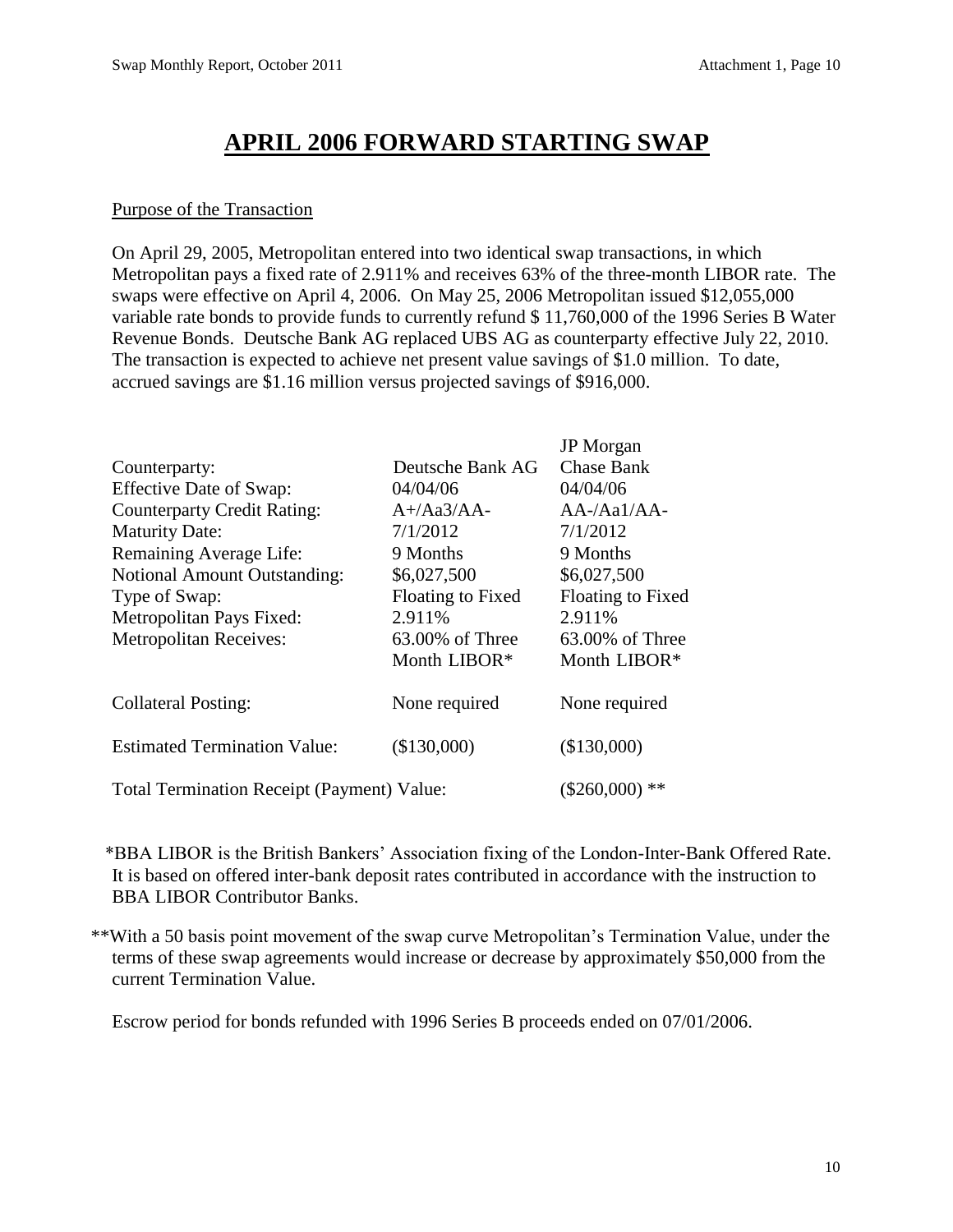# APRIL 2006 FORWARD STARTING SWAP

Purpose of the Transaction

On April 29, 2005, Metropolitan entered into two identical swap transactions, in which Metropolitan pays a fixed rate of 2.911% and receives 63% of the three-month LIBOR rate. The swaps were effective on April 4, 2006. On May 25, 2006 Metropolitan issued $12,055,000 variable rate bonds to provide funds to currently refund $ 11,760,000 of the 1996 Series B Water Revenue Bonds. Deutsche Bank AG replaced UBS AG as counterparty effective July 22, 2010. The transaction is expected to achieve net present value savings of $1.0 million. To date, accrued savings are $1.16 million versus projected savings of $916,000.

| | | |
|---|---|---|
| Counterparty: | Deutsche Bank AG | JP Morgan Chase Bank |
| Effective Date of Swap: | 04/04/06 | 04/04/06 |
| Counterparty Credit Rating: | A+/Aa3/AA- | AA-/Aa1/AA- |
| Maturity Date: | 7/1/2012 | 7/1/2012 |
| Remaining Average Life: | 9 Months | 9 Months |
| Notional Amount Outstanding: | $6,027,500 | $6,027,500 |
| Type of Swap: | Floating to Fixed | Floating to Fixed |
| Metropolitan Pays Fixed: | 2.911% | 2.911% |
| Metropolitan Receives: | 63.00% of Three Month LIBOR* | 63.00% of Three Month LIBOR* |
| Collateral Posting: | None required | None required |
| Estimated Termination Value: | ($130,000) | ($130,000) |
| Total Termination Receipt (Payment) Value: | | ($260,000) ** |

*BBA LIBOR is the British Bankers' Association fixing of the London-Inter-Bank Offered Rate. It is based on offered inter-bank deposit rates contributed in accordance with the instruction to BBA LIBOR Contributor Banks.

**With a 50 basis point movement of the swap curve Metropolitan's Termination Value, under the terms of these swap agreements would increase or decrease by approximately $50,000 from the current Termination Value.

Escrow period for bonds refunded with 1996 Series B proceeds ended on 07/01/2006.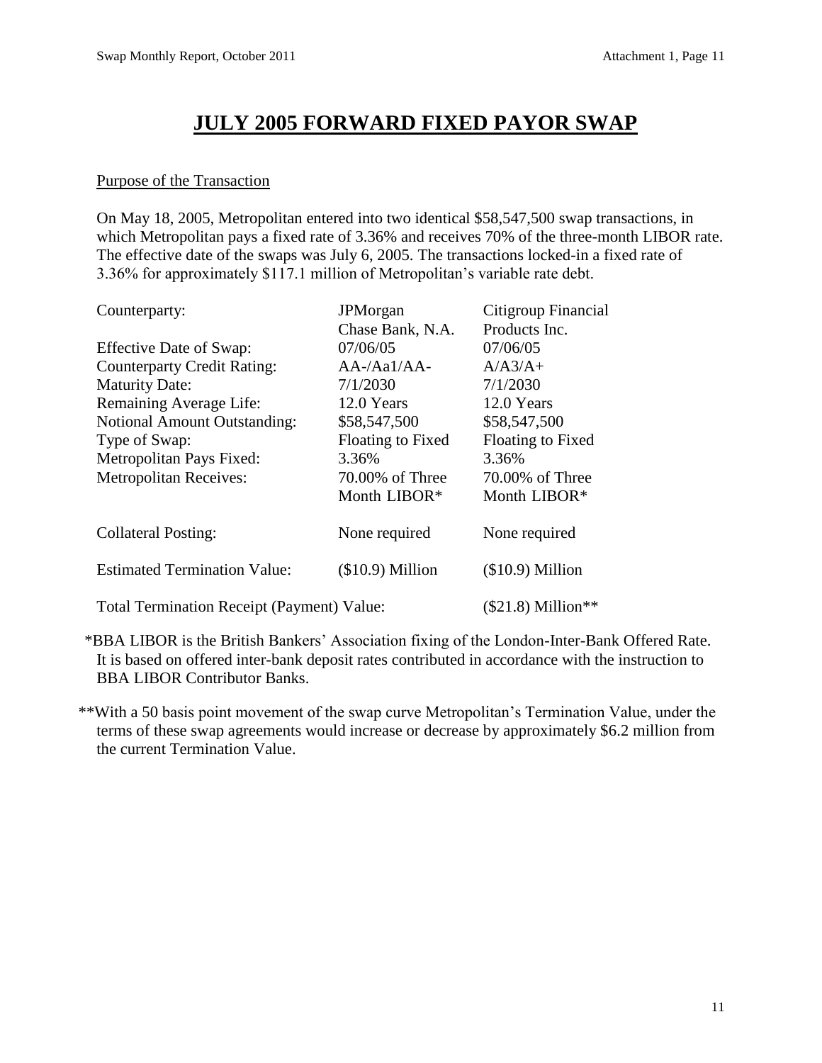# JULY 2005 FORWARD FIXED PAYOR SWAP

## Purpose of the Transaction

On May 18, 2005, Metropolitan entered into two identical $58,547,500 swap transactions, in which Metropolitan pays a fixed rate of 3.36% and receives 70% of the three-month LIBOR rate. The effective date of the swaps was July 6, 2005. The transactions locked-in a fixed rate of 3.36% for approximately $117.1 million of Metropolitan's variable rate debt.

| | | |
|---|---|---|
| Counterparty: | JPMorgan Chase Bank, N.A. | Citigroup Financial Products Inc. |
| Effective Date of Swap: | 07/06/05 | 07/06/05 |
| Counterparty Credit Rating: | AA-/Aa1/AA- | A/A3/A+ |
| Maturity Date: | 7/1/2030 | 7/1/2030 |
| Remaining Average Life: | 12.0 Years | 12.0 Years |
| Notional Amount Outstanding: | $58,547,500 | $58,547,500 |
| Type of Swap: | Floating to Fixed | Floating to Fixed |
| Metropolitan Pays Fixed: | 3.36% | 3.36% |
| Metropolitan Receives: | 70.00% of Three Month LIBOR* | 70.00% of Three Month LIBOR* |
| Collateral Posting: | None required | None required |
| Estimated Termination Value: | ($10.9) Million | ($10.9) Million |
| Total Termination Receipt (Payment) Value: | | ($21.8) Million** |

*BBA LIBOR is the British Bankers' Association fixing of the London-Inter-Bank Offered Rate. It is based on offered inter-bank deposit rates contributed in accordance with the instruction to BBA LIBOR Contributor Banks.

**With a 50 basis point movement of the swap curve Metropolitan's Termination Value, under the terms of these swap agreements would increase or decrease by approximately $6.2 million from the current Termination Value.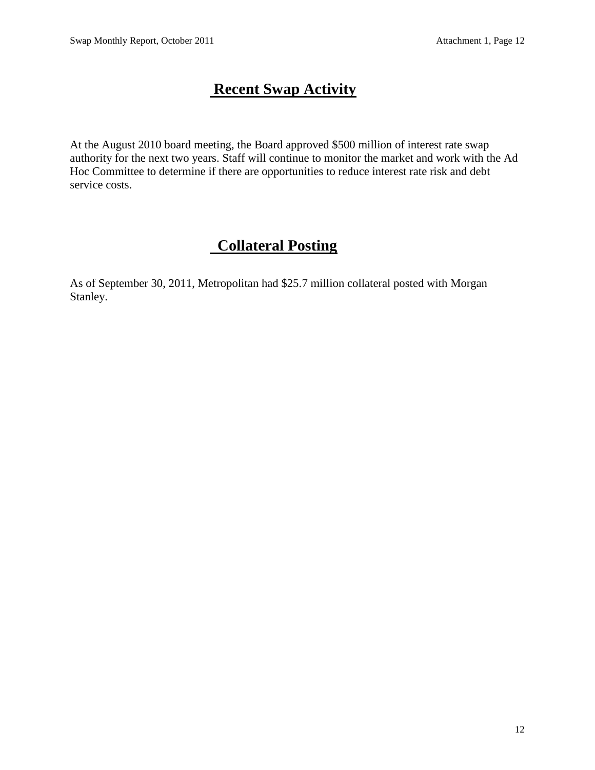## Recent Swap Activity

At the August 2010 board meeting, the Board approved $500 million of interest rate swap authority for the next two years. Staff will continue to monitor the market and work with the Ad Hoc Committee to determine if there are opportunities to reduce interest rate risk and debt service costs.

## Collateral Posting

As of September 30, 2011, Metropolitan had $25.7 million collateral posted with Morgan Stanley.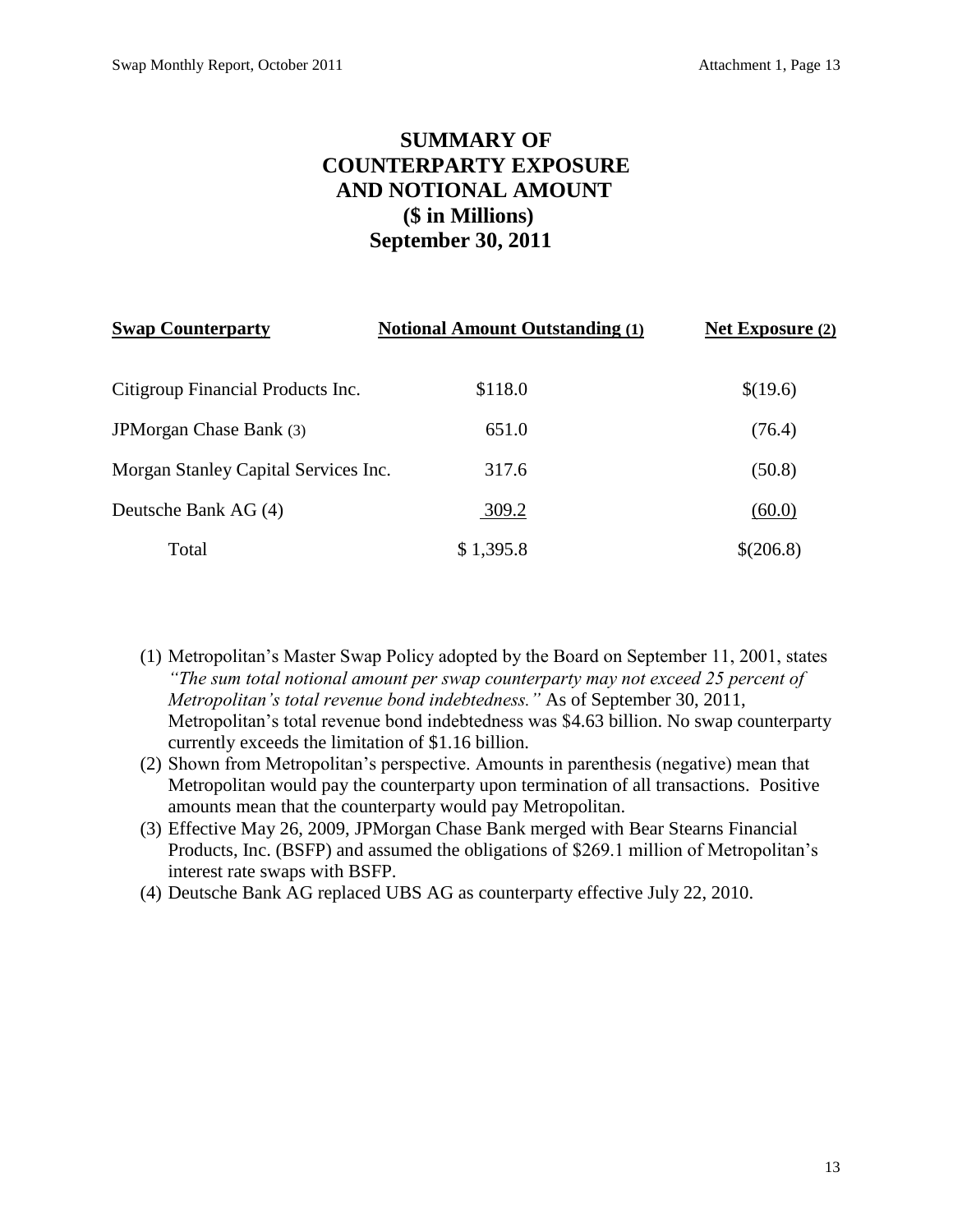# SUMMARY OF COUNTERPARTY EXPOSURE AND NOTIONAL AMOUNT (\$ in Millions) September 30, 2011

| Swap Counterparty | Notional Amount Outstanding (1) | Net Exposure (2) |
|---|---|---|
| Citigroup Financial Products Inc. | \$118.0 | \$(19.6) |
| JPMorgan Chase Bank (3) | 651.0 | (76.4) |
| Morgan Stanley Capital Services Inc. | 317.6 | (50.8) |
| Deutsche Bank AG (4) | 309.2 | (60.0) |
| Total | \$ 1,395.8 | \$(206.8) |

(1) Metropolitan's Master Swap Policy adopted by the Board on September 11, 2001, states *"The sum total notional amount per swap counterparty may not exceed 25 percent of Metropolitan's total revenue bond indebtedness."* As of September 30, 2011, Metropolitan's total revenue bond indebtedness was \$4.63 billion. No swap counterparty currently exceeds the limitation of \$1.16 billion.

(2) Shown from Metropolitan's perspective. Amounts in parenthesis (negative) mean that Metropolitan would pay the counterparty upon termination of all transactions. Positive amounts mean that the counterparty would pay Metropolitan.

(3) Effective May 26, 2009, JPMorgan Chase Bank merged with Bear Stearns Financial Products, Inc. (BSFP) and assumed the obligations of \$269.1 million of Metropolitan's interest rate swaps with BSFP.

(4) Deutsche Bank AG replaced UBS AG as counterparty effective July 22, 2010.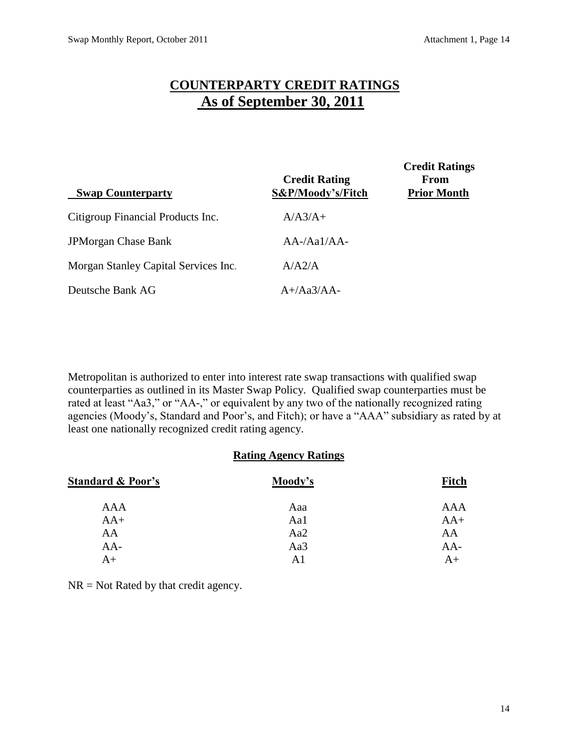# COUNTERPARTY CREDIT RATINGS
# As of September 30, 2011

| Swap Counterparty | Credit Rating S&P/Moody's/Fitch | Credit Ratings From Prior Month |
|---|---|---|
| Citigroup Financial Products Inc. | A/A3/A+ | |
| JPMorgan Chase Bank | AA-/Aa1/AA- | |
| Morgan Stanley Capital Services Inc. | A/A2/A | |
| Deutsche Bank AG | A+/Aa3/AA- | |

Metropolitan is authorized to enter into interest rate swap transactions with qualified swap counterparties as outlined in its Master Swap Policy. Qualified swap counterparties must be rated at least "Aa3," or "AA-," or equivalent by any two of the nationally recognized rating agencies (Moody's, Standard and Poor's, and Fitch); or have a "AAA" subsidiary as rated by at least one nationally recognized credit rating agency.

**Rating Agency Ratings**

| Standard & Poor's | Moody's | Fitch |
|---|---|---|
| AAA | Aaa | AAA |
| AA+ | Aa1 | AA+ |
| AA | Aa2 | AA |
| AA- | Aa3 | AA- |
| A+ | A1 | A+ |

NR = Not Rated by that credit agency.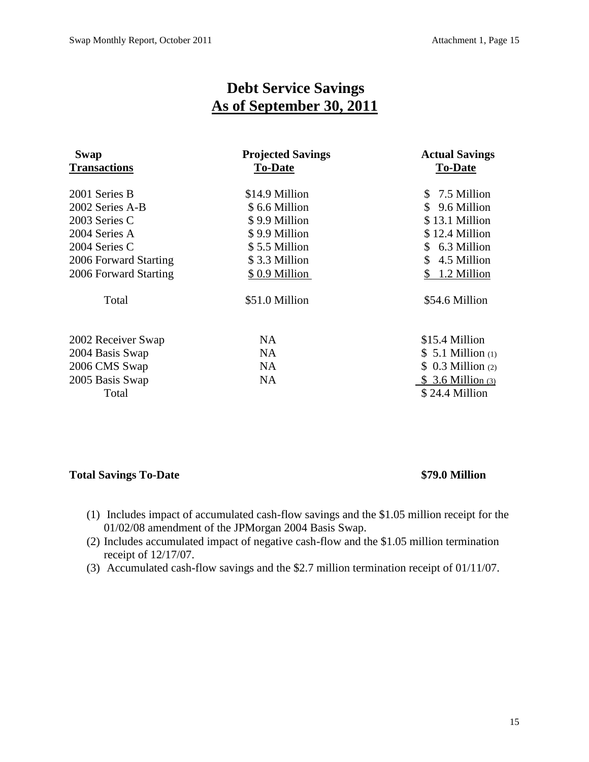# Debt Service Savings
## As of September 30, 2011

| Swap Transactions | Projected Savings To-Date | Actual Savings To-Date |
|---|---|---|
| 2001 Series B | $14.9 Million | $ 7.5 Million |
| 2002 Series A-B | $ 6.6 Million | $ 9.6 Million |
| 2003 Series C | $ 9.9 Million | $ 13.1 Million |
| 2004 Series A | $ 9.9 Million | $ 12.4 Million |
| 2004 Series C | $ 5.5 Million | $ 6.3 Million |
| 2006 Forward Starting | $ 3.3 Million | $ 4.5 Million |
| 2006 Forward Starting | $ 0.9 Million | $ 1.2 Million |
| Total | $51.0 Million | $54.6 Million |
| | | |
| 2002 Receiver Swap | NA | $15.4 Million |
| 2004 Basis Swap | NA | $ 5.1 Million (1) |
| 2006 CMS Swap | NA | $ 0.3 Million (2) |
| 2005 Basis Swap | NA | $ 3.6 Million (3) |
| Total | | $ 24.4 Million |

**Total Savings To-Date** **$79.0 Million**

(1) Includes impact of accumulated cash-flow savings and the $1.05 million receipt for the 01/02/08 amendment of the JPMorgan 2004 Basis Swap.
(2) Includes accumulated impact of negative cash-flow and the $1.05 million termination receipt of 12/17/07.
(3) Accumulated cash-flow savings and the $2.7 million termination receipt of 01/11/07.